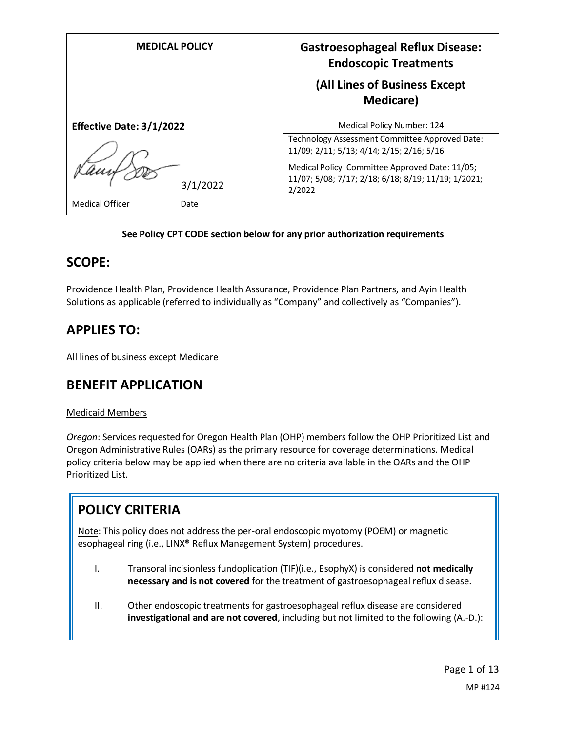| MEDICAL POLICY | Gastroesophageal Reflux Disease: Endoscopic Treatments (All Lines of Business Except Medicare) |
|---|---|
| **Effective Date: 3/1/2022** | Medical Policy Number: 124 |
| 3/1/2022 | Technology Assessment Committee Approved Date: 11/09; 2/11; 5/13; 4/14; 2/15; 2/16; 5/16 Medical Policy Committee Approved Date: 11/05; 11/07; 5/08; 7/17; 2/18; 6/18; 8/19; 11/19; 1/2021; 2/2022 |
| Medical Officer Date | |

**See Policy CPT CODE section below for any prior authorization requirements**

## SCOPE:

Providence Health Plan, Providence Health Assurance, Providence Plan Partners, and Ayin Health Solutions as applicable (referred to individually as "Company" and collectively as "Companies").

## APPLIES TO:

All lines of business except Medicare

## BENEFIT APPLICATION

Medicaid Members

*Oregon*: Services requested for Oregon Health Plan (OHP) members follow the OHP Prioritized List and Oregon Administrative Rules (OARs) as the primary resource for coverage determinations. Medical policy criteria below may be applied when there are no criteria available in the OARs and the OHP Prioritized List.

## POLICY CRITERIA

Note: This policy does not address the per-oral endoscopic myotomy (POEM) or magnetic esophageal ring (i.e., LINX® Reflux Management System) procedures.

I. Transoral incisionless fundoplication (TIF)(i.e., EsophyX) is considered **not medically necessary and is not covered** for the treatment of gastroesophageal reflux disease.

II. Other endoscopic treatments for gastroesophageal reflux disease are considered **investigational and are not covered**, including but not limited to the following (A.-D.):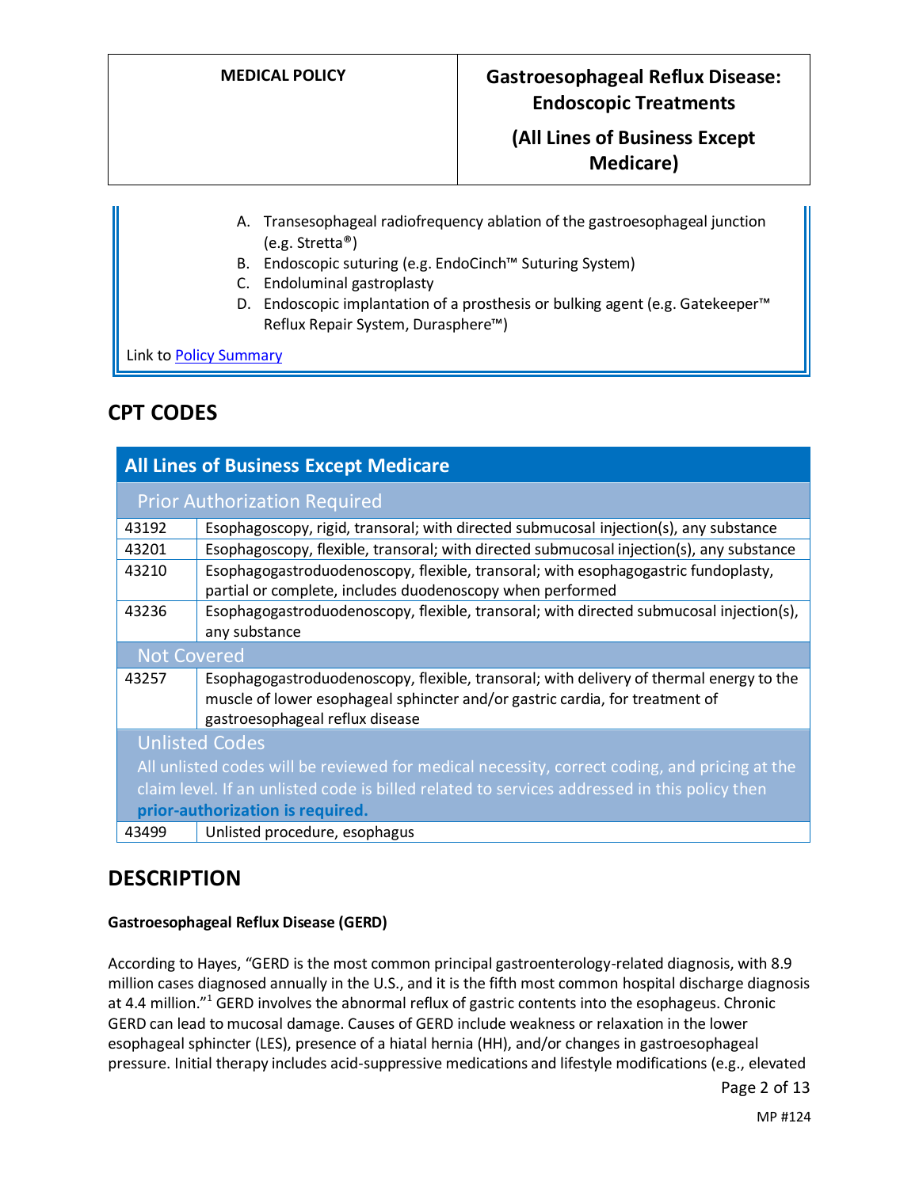A. Transesophageal radiofrequency ablation of the gastroesophageal junction (e.g. Stretta®)
B. Endoscopic suturing (e.g. EndoCinch™ Suturing System)
C. Endoluminal gastroplasty
D. Endoscopic implantation of a prosthesis or bulking agent (e.g. Gatekeeper™ Reflux Repair System, Durasphere™)

Link to [Policy Summary](#)

## CPT CODES

| All Lines of Business Except Medicare | |
|---|---|
| **Prior Authorization Required** | |
| 43192 | Esophagoscopy, rigid, transoral; with directed submucosal injection(s), any substance |
| 43201 | Esophagoscopy, flexible, transoral; with directed submucosal injection(s), any substance |
| 43210 | Esophagogastroduodenoscopy, flexible, transoral; with esophagogastric fundoplasty, partial or complete, includes duodenoscopy when performed |
| 43236 | Esophagogastroduodenoscopy, flexible, transoral; with directed submucosal injection(s), any substance |
| **Not Covered** | |
| 43257 | Esophagogastroduodenoscopy, flexible, transoral; with delivery of thermal energy to the muscle of lower esophageal sphincter and/or gastric cardia, for treatment of gastroesophageal reflux disease |
| **Unlisted Codes** | |
| All unlisted codes will be reviewed for medical necessity, correct coding, and pricing at the claim level. If an unlisted code is billed related to services addressed in this policy then **prior-authorization is required.** | |
| 43499 | Unlisted procedure, esophagus |

## DESCRIPTION

**Gastroesophageal Reflux Disease (GERD)**

According to Hayes, "GERD is the most common principal gastroenterology-related diagnosis, with 8.9 million cases diagnosed annually in the U.S., and it is the fifth most common hospital discharge diagnosis at 4.4 million."[1] GERD involves the abnormal reflux of gastric contents into the esophageus. Chronic GERD can lead to mucosal damage. Causes of GERD include weakness or relaxation in the lower esophageal sphincter (LES), presence of a hiatal hernia (HH), and/or changes in gastroesophageal pressure. Initial therapy includes acid-suppressive medications and lifestyle modifications (e.g., elevated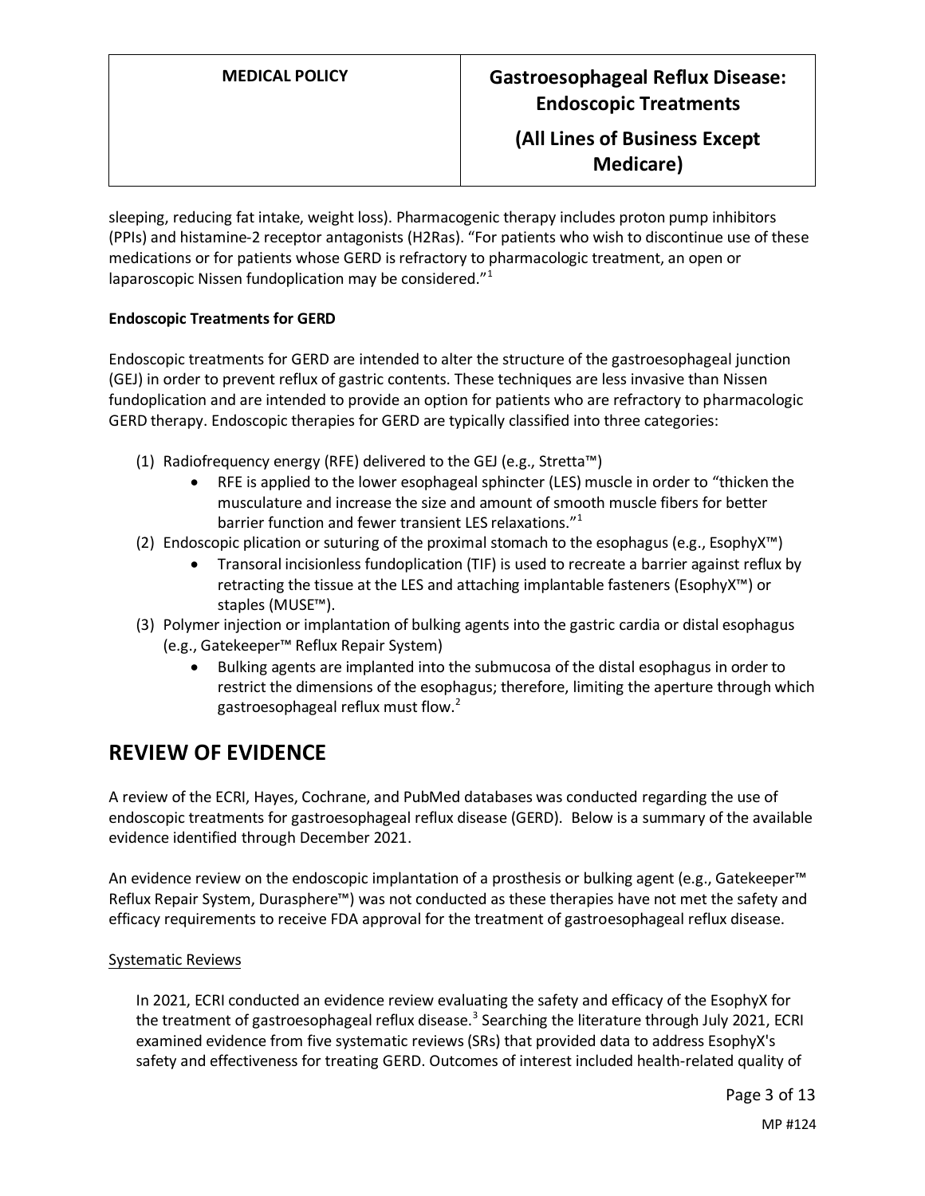sleeping, reducing fat intake, weight loss). Pharmacogenic therapy includes proton pump inhibitors (PPIs) and histamine-2 receptor antagonists (H2Ras). "For patients who wish to discontinue use of these medications or for patients whose GERD is refractory to pharmacologic treatment, an open or laparoscopic Nissen fundoplication may be considered."[1]

**Endoscopic Treatments for GERD**

Endoscopic treatments for GERD are intended to alter the structure of the gastroesophageal junction (GEJ) in order to prevent reflux of gastric contents. These techniques are less invasive than Nissen fundoplication and are intended to provide an option for patients who are refractory to pharmacologic GERD therapy. Endoscopic therapies for GERD are typically classified into three categories:

(1) Radiofrequency energy (RFE) delivered to the GEJ (e.g., Stretta™)
   - RFE is applied to the lower esophageal sphincter (LES) muscle in order to "thicken the musculature and increase the size and amount of smooth muscle fibers for better barrier function and fewer transient LES relaxations."[1]

(2) Endoscopic plication or suturing of the proximal stomach to the esophagus (e.g., EsophyX™)
   - Transoral incisionless fundoplication (TIF) is used to recreate a barrier against reflux by retracting the tissue at the LES and attaching implantable fasteners (EsophyX™) or staples (MUSE™).

(3) Polymer injection or implantation of bulking agents into the gastric cardia or distal esophagus (e.g., Gatekeeper™ Reflux Repair System)
   - Bulking agents are implanted into the submucosa of the distal esophagus in order to restrict the dimensions of the esophagus; therefore, limiting the aperture through which gastroesophageal reflux must flow.[2]

## REVIEW OF EVIDENCE

A review of the ECRI, Hayes, Cochrane, and PubMed databases was conducted regarding the use of endoscopic treatments for gastroesophageal reflux disease (GERD). Below is a summary of the available evidence identified through December 2021.

An evidence review on the endoscopic implantation of a prosthesis or bulking agent (e.g., Gatekeeper™ Reflux Repair System, Durasphere™) was not conducted as these therapies have not met the safety and efficacy requirements to receive FDA approval for the treatment of gastroesophageal reflux disease.

Systematic Reviews

In 2021, ECRI conducted an evidence review evaluating the safety and efficacy of the EsophyX for the treatment of gastroesophageal reflux disease.[3] Searching the literature through July 2021, ECRI examined evidence from five systematic reviews (SRs) that provided data to address EsophyX's safety and effectiveness for treating GERD. Outcomes of interest included health-related quality of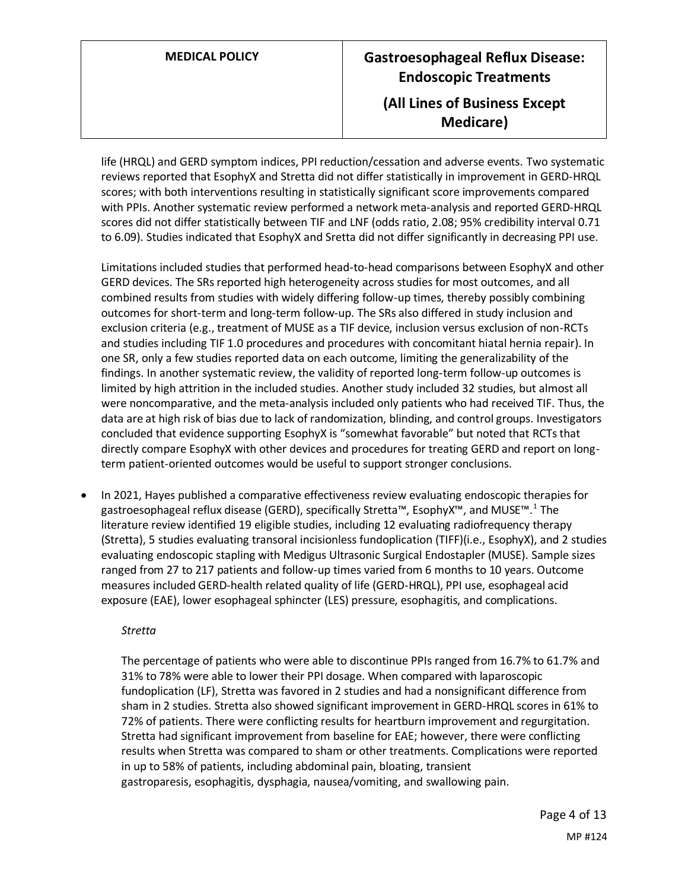life (HRQL) and GERD symptom indices, PPI reduction/cessation and adverse events. Two systematic reviews reported that EsophyX and Stretta did not differ statistically in improvement in GERD-HRQL scores; with both interventions resulting in statistically significant score improvements compared with PPIs. Another systematic review performed a network meta-analysis and reported GERD-HRQL scores did not differ statistically between TIF and LNF (odds ratio, 2.08; 95% credibility interval 0.71 to 6.09). Studies indicated that EsophyX and Sretta did not differ significantly in decreasing PPI use.

Limitations included studies that performed head-to-head comparisons between EsophyX and other GERD devices. The SRs reported high heterogeneity across studies for most outcomes, and all combined results from studies with widely differing follow-up times, thereby possibly combining outcomes for short-term and long-term follow-up. The SRs also differed in study inclusion and exclusion criteria (e.g., treatment of MUSE as a TIF device, inclusion versus exclusion of non-RCTs and studies including TIF 1.0 procedures and procedures with concomitant hiatal hernia repair). In one SR, only a few studies reported data on each outcome, limiting the generalizability of the findings. In another systematic review, the validity of reported long-term follow-up outcomes is limited by high attrition in the included studies. Another study included 32 studies, but almost all were noncomparative, and the meta-analysis included only patients who had received TIF. Thus, the data are at high risk of bias due to lack of randomization, blinding, and control groups. Investigators concluded that evidence supporting EsophyX is "somewhat favorable" but noted that RCTs that directly compare EsophyX with other devices and procedures for treating GERD and report on long-term patient-oriented outcomes would be useful to support stronger conclusions.

- In 2021, Hayes published a comparative effectiveness review evaluating endoscopic therapies for gastroesophageal reflux disease (GERD), specifically Stretta™, EsophyX™, and MUSE™.[1] The literature review identified 19 eligible studies, including 12 evaluating radiofrequency therapy (Stretta), 5 studies evaluating transoral incisionless fundoplication (TIFF)(i.e., EsophyX), and 2 studies evaluating endoscopic stapling with Medigus Ultrasonic Surgical Endostapler (MUSE). Sample sizes ranged from 27 to 217 patients and follow-up times varied from 6 months to 10 years. Outcome measures included GERD-health related quality of life (GERD-HRQL), PPI use, esophageal acid exposure (EAE), lower esophageal sphincter (LES) pressure, esophagitis, and complications.

  *Stretta*

  The percentage of patients who were able to discontinue PPIs ranged from 16.7% to 61.7% and 31% to 78% were able to lower their PPI dosage. When compared with laparoscopic fundoplication (LF), Stretta was favored in 2 studies and had a nonsignificant difference from sham in 2 studies. Stretta also showed significant improvement in GERD-HRQL scores in 61% to 72% of patients. There were conflicting results for heartburn improvement and regurgitation. Stretta had significant improvement from baseline for EAE; however, there were conflicting results when Stretta was compared to sham or other treatments. Complications were reported in up to 58% of patients, including abdominal pain, bloating, transient gastroparesis, esophagitis, dysphagia, nausea/vomiting, and swallowing pain.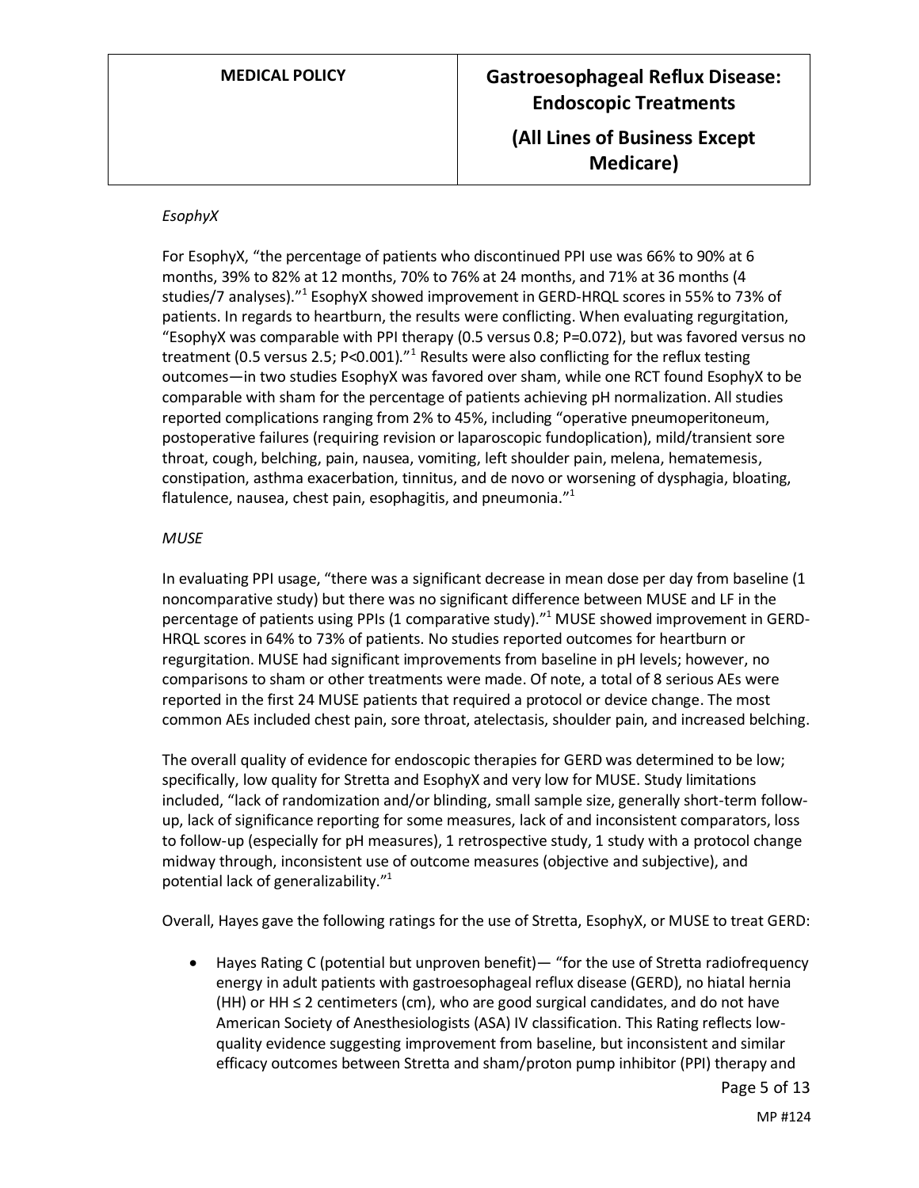*EsophyX*

For EsophyX, "the percentage of patients who discontinued PPI use was 66% to 90% at 6 months, 39% to 82% at 12 months, 70% to 76% at 24 months, and 71% at 36 months (4 studies/7 analyses)."[1] EsophyX showed improvement in GERD-HRQL scores in 55% to 73% of patients. In regards to heartburn, the results were conflicting. When evaluating regurgitation, "EsophyX was comparable with PPI therapy (0.5 versus 0.8; P=0.072), but was favored versus no treatment (0.5 versus 2.5; P<0.001)."[1] Results were also conflicting for the reflux testing outcomes—in two studies EsophyX was favored over sham, while one RCT found EsophyX to be comparable with sham for the percentage of patients achieving pH normalization. All studies reported complications ranging from 2% to 45%, including "operative pneumoperitoneum, postoperative failures (requiring revision or laparoscopic fundoplication), mild/transient sore throat, cough, belching, pain, nausea, vomiting, left shoulder pain, melena, hematemesis, constipation, asthma exacerbation, tinnitus, and de novo or worsening of dysphagia, bloating, flatulence, nausea, chest pain, esophagitis, and pneumonia."[1]

*MUSE*

In evaluating PPI usage, "there was a significant decrease in mean dose per day from baseline (1 noncomparative study) but there was no significant difference between MUSE and LF in the percentage of patients using PPIs (1 comparative study)."[1] MUSE showed improvement in GERD-HRQL scores in 64% to 73% of patients. No studies reported outcomes for heartburn or regurgitation. MUSE had significant improvements from baseline in pH levels; however, no comparisons to sham or other treatments were made. Of note, a total of 8 serious AEs were reported in the first 24 MUSE patients that required a protocol or device change. The most common AEs included chest pain, sore throat, atelectasis, shoulder pain, and increased belching.

The overall quality of evidence for endoscopic therapies for GERD was determined to be low; specifically, low quality for Stretta and EsophyX and very low for MUSE. Study limitations included, "lack of randomization and/or blinding, small sample size, generally short-term follow-up, lack of significance reporting for some measures, lack of and inconsistent comparators, loss to follow-up (especially for pH measures), 1 retrospective study, 1 study with a protocol change midway through, inconsistent use of outcome measures (objective and subjective), and potential lack of generalizability."[1]

Overall, Hayes gave the following ratings for the use of Stretta, EsophyX, or MUSE to treat GERD:

- Hayes Rating C (potential but unproven benefit)— "for the use of Stretta radiofrequency energy in adult patients with gastroesophageal reflux disease (GERD), no hiatal hernia (HH) or HH ≤ 2 centimeters (cm), who are good surgical candidates, and do not have American Society of Anesthesiologists (ASA) IV classification. This Rating reflects low-quality evidence suggesting improvement from baseline, but inconsistent and similar efficacy outcomes between Stretta and sham/proton pump inhibitor (PPI) therapy and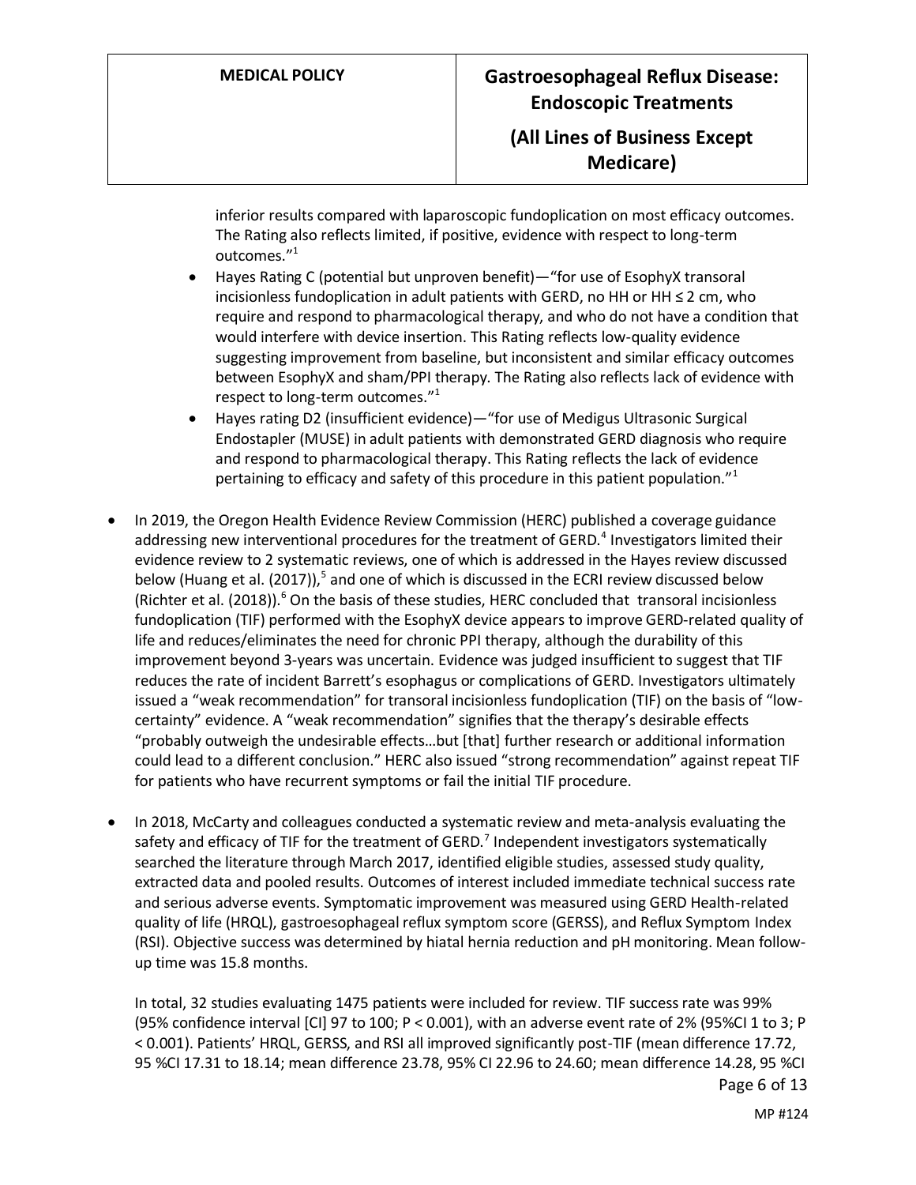inferior results compared with laparoscopic fundoplication on most efficacy outcomes. The Rating also reflects limited, if positive, evidence with respect to long-term outcomes."[1]

- Hayes Rating C (potential but unproven benefit)—"for use of EsophyX transoral incisionless fundoplication in adult patients with GERD, no HH or HH ≤ 2 cm, who require and respond to pharmacological therapy, and who do not have a condition that would interfere with device insertion. This Rating reflects low-quality evidence suggesting improvement from baseline, but inconsistent and similar efficacy outcomes between EsophyX and sham/PPI therapy. The Rating also reflects lack of evidence with respect to long-term outcomes."[1]
- Hayes rating D2 (insufficient evidence)—"for use of Medigus Ultrasonic Surgical Endostapler (MUSE) in adult patients with demonstrated GERD diagnosis who require and respond to pharmacological therapy. This Rating reflects the lack of evidence pertaining to efficacy and safety of this procedure in this patient population."[1]

- In 2019, the Oregon Health Evidence Review Commission (HERC) published a coverage guidance addressing new interventional procedures for the treatment of GERD.[4] Investigators limited their evidence review to 2 systematic reviews, one of which is addressed in the Hayes review discussed below (Huang et al. (2017)),[5] and one of which is discussed in the ECRI review discussed below (Richter et al. (2018)).[6] On the basis of these studies, HERC concluded that transoral incisionless fundoplication (TIF) performed with the EsophyX device appears to improve GERD-related quality of life and reduces/eliminates the need for chronic PPI therapy, although the durability of this improvement beyond 3-years was uncertain. Evidence was judged insufficient to suggest that TIF reduces the rate of incident Barrett's esophagus or complications of GERD. Investigators ultimately issued a "weak recommendation" for transoral incisionless fundoplication (TIF) on the basis of "low-certainty" evidence. A "weak recommendation" signifies that the therapy's desirable effects "probably outweigh the undesirable effects…but [that] further research or additional information could lead to a different conclusion." HERC also issued "strong recommendation" against repeat TIF for patients who have recurrent symptoms or fail the initial TIF procedure.

- In 2018, McCarty and colleagues conducted a systematic review and meta-analysis evaluating the safety and efficacy of TIF for the treatment of GERD.[7] Independent investigators systematically searched the literature through March 2017, identified eligible studies, assessed study quality, extracted data and pooled results. Outcomes of interest included immediate technical success rate and serious adverse events. Symptomatic improvement was measured using GERD Health-related quality of life (HRQL), gastroesophageal reflux symptom score (GERSS), and Reflux Symptom Index (RSI). Objective success was determined by hiatal hernia reduction and pH monitoring. Mean follow-up time was 15.8 months.

  In total, 32 studies evaluating 1475 patients were included for review. TIF success rate was 99% (95% confidence interval [CI] 97 to 100; $P < 0.001$), with an adverse event rate of 2% (95%CI 1 to 3; $P < 0.001$). Patients' HRQL, GERSS, and RSI all improved significantly post-TIF (mean difference 17.72, 95 %CI 17.31 to 18.14; mean difference 23.78, 95% CI 22.96 to 24.60; mean difference 14.28, 95 %CI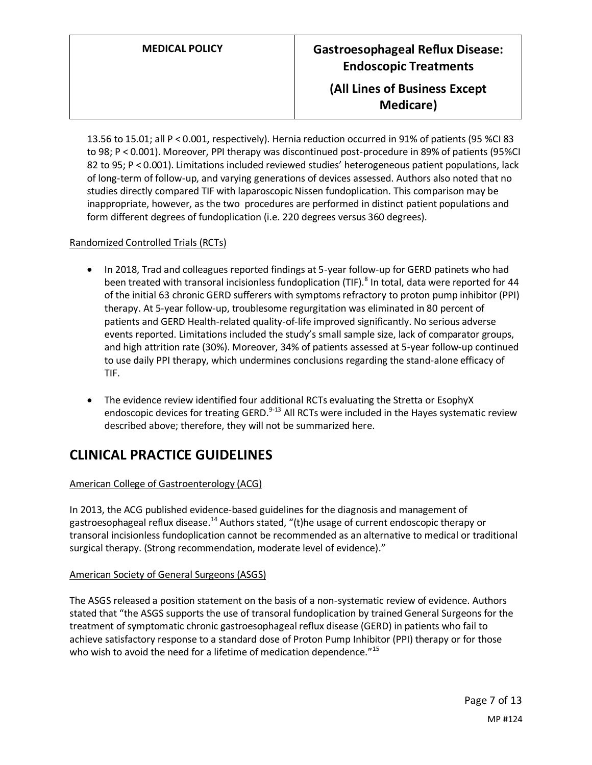13.56 to 15.01; all P < 0.001, respectively). Hernia reduction occurred in 91% of patients (95 %CI 83 to 98; P < 0.001). Moreover, PPI therapy was discontinued post-procedure in 89% of patients (95%CI 82 to 95; P < 0.001). Limitations included reviewed studies' heterogeneous patient populations, lack of long-term of follow-up, and varying generations of devices assessed. Authors also noted that no studies directly compared TIF with laparoscopic Nissen fundoplication. This comparison may be inappropriate, however, as the two procedures are performed in distinct patient populations and form different degrees of fundoplication (i.e. 220 degrees versus 360 degrees).

Randomized Controlled Trials (RCTs)

- In 2018, Trad and colleagues reported findings at 5-year follow-up for GERD patinets who had been treated with transoral incisionless fundoplication (TIF).[8] In total, data were reported for 44 of the initial 63 chronic GERD sufferers with symptoms refractory to proton pump inhibitor (PPI) therapy. At 5-year follow-up, troublesome regurgitation was eliminated in 80 percent of patients and GERD Health-related quality-of-life improved significantly. No serious adverse events reported. Limitations included the study's small sample size, lack of comparator groups, and high attrition rate (30%). Moreover, 34% of patients assessed at 5-year follow-up continued to use daily PPI therapy, which undermines conclusions regarding the stand-alone efficacy of TIF.

- The evidence review identified four additional RCTs evaluating the Stretta or EsophyX endoscopic devices for treating GERD.[9-13] All RCTs were included in the Hayes systematic review described above; therefore, they will not be summarized here.

## CLINICAL PRACTICE GUIDELINES

American College of Gastroenterology (ACG)

In 2013, the ACG published evidence-based guidelines for the diagnosis and management of gastroesophageal reflux disease.[14] Authors stated, "(t)he usage of current endoscopic therapy or transoral incisionless fundoplication cannot be recommended as an alternative to medical or traditional surgical therapy. (Strong recommendation, moderate level of evidence)."

American Society of General Surgeons (ASGS)

The ASGS released a position statement on the basis of a non-systematic review of evidence. Authors stated that "the ASGS supports the use of transoral fundoplication by trained General Surgeons for the treatment of symptomatic chronic gastroesophageal reflux disease (GERD) in patients who fail to achieve satisfactory response to a standard dose of Proton Pump Inhibitor (PPI) therapy or for those who wish to avoid the need for a lifetime of medication dependence."[15]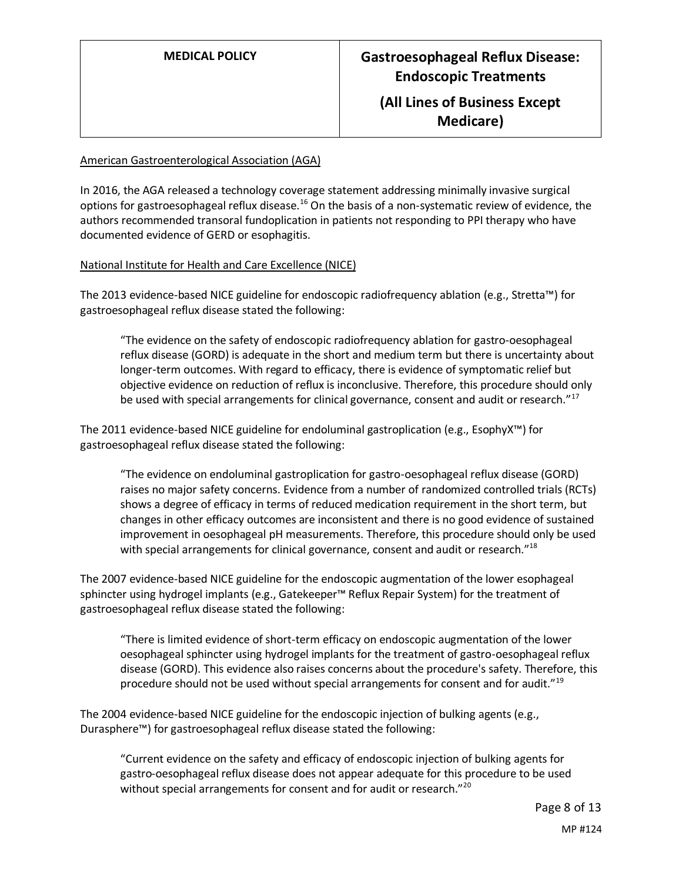American Gastroenterological Association (AGA)

In 2016, the AGA released a technology coverage statement addressing minimally invasive surgical options for gastroesophageal reflux disease.[16] On the basis of a non-systematic review of evidence, the authors recommended transoral fundoplication in patients not responding to PPI therapy who have documented evidence of GERD or esophagitis.

National Institute for Health and Care Excellence (NICE)

The 2013 evidence-based NICE guideline for endoscopic radiofrequency ablation (e.g., Stretta™) for gastroesophageal reflux disease stated the following:

> "The evidence on the safety of endoscopic radiofrequency ablation for gastro-oesophageal reflux disease (GORD) is adequate in the short and medium term but there is uncertainty about longer-term outcomes. With regard to efficacy, there is evidence of symptomatic relief but objective evidence on reduction of reflux is inconclusive. Therefore, this procedure should only be used with special arrangements for clinical governance, consent and audit or research."[17]

The 2011 evidence-based NICE guideline for endoluminal gastroplication (e.g., EsophyX™) for gastroesophageal reflux disease stated the following:

> "The evidence on endoluminal gastroplication for gastro-oesophageal reflux disease (GORD) raises no major safety concerns. Evidence from a number of randomized controlled trials (RCTs) shows a degree of efficacy in terms of reduced medication requirement in the short term, but changes in other efficacy outcomes are inconsistent and there is no good evidence of sustained improvement in oesophageal pH measurements. Therefore, this procedure should only be used with special arrangements for clinical governance, consent and audit or research."[18]

The 2007 evidence-based NICE guideline for the endoscopic augmentation of the lower esophageal sphincter using hydrogel implants (e.g., Gatekeeper™ Reflux Repair System) for the treatment of gastroesophageal reflux disease stated the following:

> "There is limited evidence of short-term efficacy on endoscopic augmentation of the lower oesophageal sphincter using hydrogel implants for the treatment of gastro-oesophageal reflux disease (GORD). This evidence also raises concerns about the procedure's safety. Therefore, this procedure should not be used without special arrangements for consent and for audit."[19]

The 2004 evidence-based NICE guideline for the endoscopic injection of bulking agents (e.g., Durasphere™) for gastroesophageal reflux disease stated the following:

> "Current evidence on the safety and efficacy of endoscopic injection of bulking agents for gastro-oesophageal reflux disease does not appear adequate for this procedure to be used without special arrangements for consent and for audit or research."[20]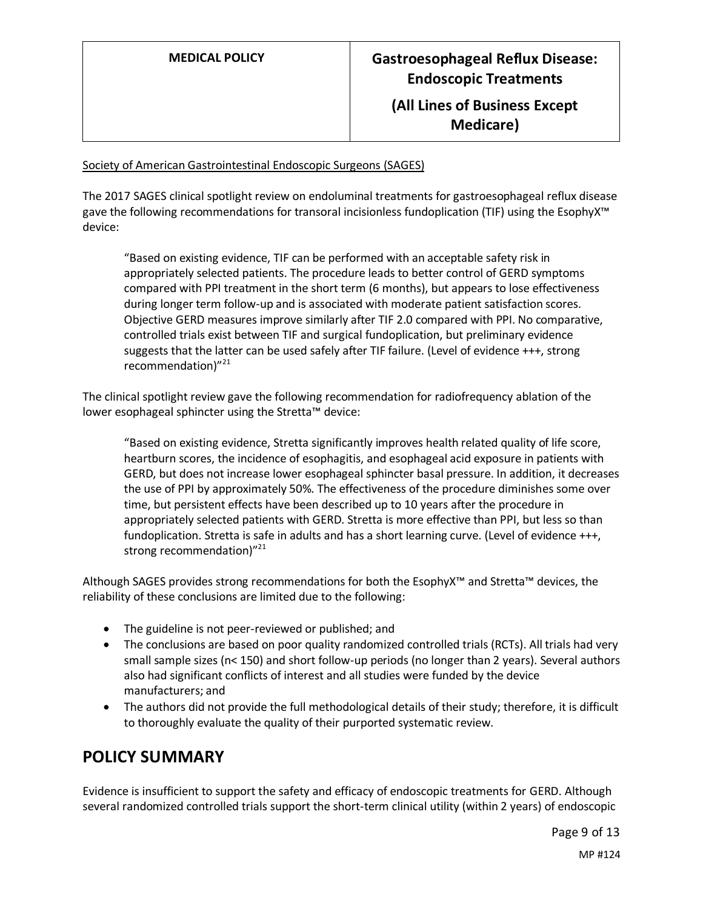Society of American Gastrointestinal Endoscopic Surgeons (SAGES)

The 2017 SAGES clinical spotlight review on endoluminal treatments for gastroesophageal reflux disease gave the following recommendations for transoral incisionless fundoplication (TIF) using the EsophyX™ device:

> "Based on existing evidence, TIF can be performed with an acceptable safety risk in appropriately selected patients. The procedure leads to better control of GERD symptoms compared with PPI treatment in the short term (6 months), but appears to lose effectiveness during longer term follow-up and is associated with moderate patient satisfaction scores. Objective GERD measures improve similarly after TIF 2.0 compared with PPI. No comparative, controlled trials exist between TIF and surgical fundoplication, but preliminary evidence suggests that the latter can be used safely after TIF failure. (Level of evidence +++, strong recommendation)"[21]

The clinical spotlight review gave the following recommendation for radiofrequency ablation of the lower esophageal sphincter using the Stretta™ device:

> "Based on existing evidence, Stretta significantly improves health related quality of life score, heartburn scores, the incidence of esophagitis, and esophageal acid exposure in patients with GERD, but does not increase lower esophageal sphincter basal pressure. In addition, it decreases the use of PPI by approximately 50%. The effectiveness of the procedure diminishes some over time, but persistent effects have been described up to 10 years after the procedure in appropriately selected patients with GERD. Stretta is more effective than PPI, but less so than fundoplication. Stretta is safe in adults and has a short learning curve. (Level of evidence +++, strong recommendation)"[21]

Although SAGES provides strong recommendations for both the EsophyX™ and Stretta™ devices, the reliability of these conclusions are limited due to the following:

- The guideline is not peer-reviewed or published; and
- The conclusions are based on poor quality randomized controlled trials (RCTs). All trials had very small sample sizes (n< 150) and short follow-up periods (no longer than 2 years). Several authors also had significant conflicts of interest and all studies were funded by the device manufacturers; and
- The authors did not provide the full methodological details of their study; therefore, it is difficult to thoroughly evaluate the quality of their purported systematic review.

# POLICY SUMMARY

Evidence is insufficient to support the safety and efficacy of endoscopic treatments for GERD. Although several randomized controlled trials support the short-term clinical utility (within 2 years) of endoscopic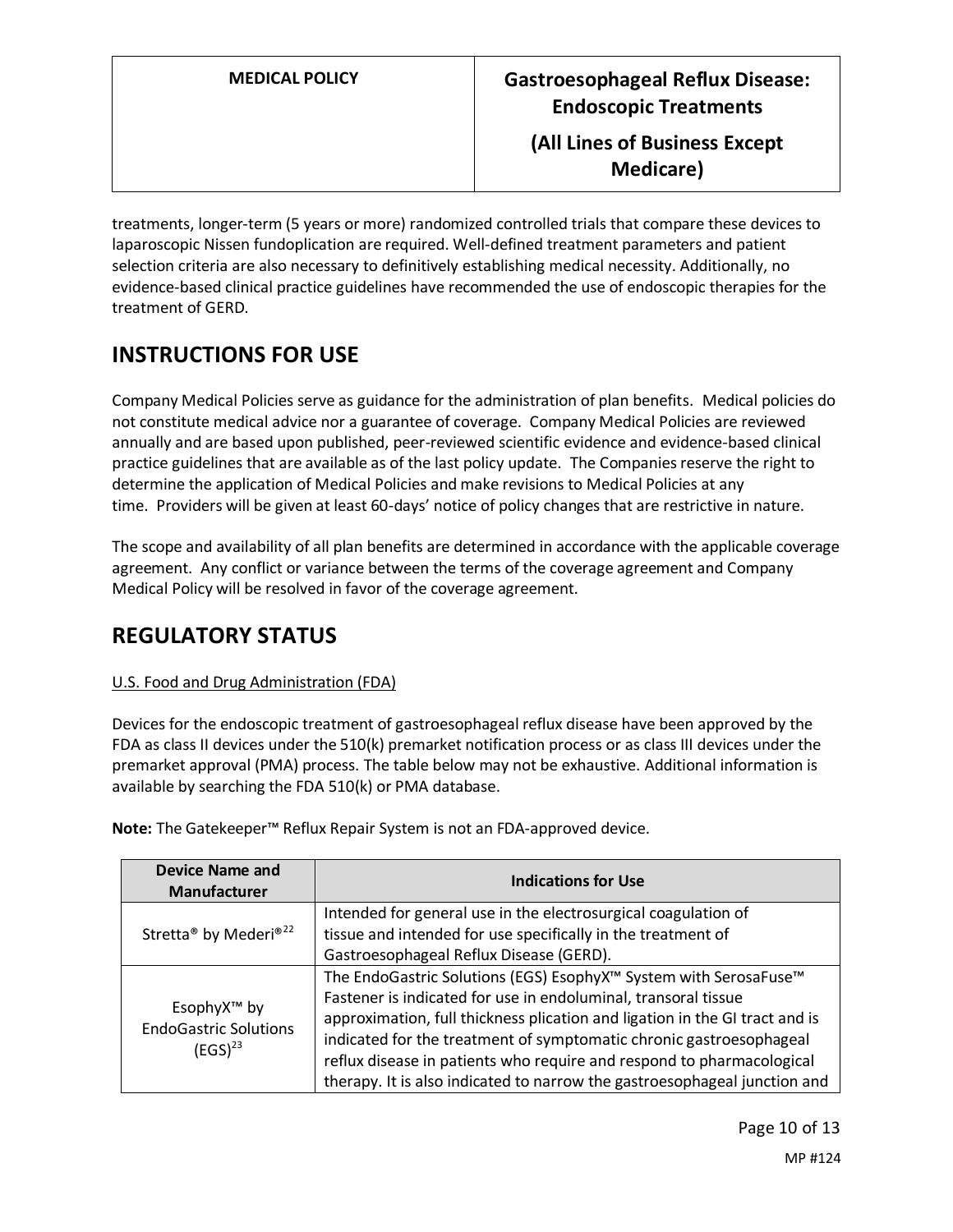treatments, longer-term (5 years or more) randomized controlled trials that compare these devices to laparoscopic Nissen fundoplication are required. Well-defined treatment parameters and patient selection criteria are also necessary to definitively establishing medical necessity. Additionally, no evidence-based clinical practice guidelines have recommended the use of endoscopic therapies for the treatment of GERD.

# INSTRUCTIONS FOR USE

Company Medical Policies serve as guidance for the administration of plan benefits. Medical policies do not constitute medical advice nor a guarantee of coverage. Company Medical Policies are reviewed annually and are based upon published, peer-reviewed scientific evidence and evidence-based clinical practice guidelines that are available as of the last policy update. The Companies reserve the right to determine the application of Medical Policies and make revisions to Medical Policies at any time. Providers will be given at least 60-days' notice of policy changes that are restrictive in nature.

The scope and availability of all plan benefits are determined in accordance with the applicable coverage agreement. Any conflict or variance between the terms of the coverage agreement and Company Medical Policy will be resolved in favor of the coverage agreement.

# REGULATORY STATUS

U.S. Food and Drug Administration (FDA)

Devices for the endoscopic treatment of gastroesophageal reflux disease have been approved by the FDA as class II devices under the 510(k) premarket notification process or as class III devices under the premarket approval (PMA) process. The table below may not be exhaustive. Additional information is available by searching the FDA 510(k) or PMA database.

**Note:** The Gatekeeper™ Reflux Repair System is not an FDA-approved device.

| Device Name and Manufacturer | Indications for Use |
|---|---|
| Stretta® by Mederi®[22] | Intended for general use in the electrosurgical coagulation of tissue and intended for use specifically in the treatment of Gastroesophageal Reflux Disease (GERD). |
| EsophyX™ by EndoGastric Solutions (EGS)[23] | The EndoGastric Solutions (EGS) EsophyX™ System with SerosaFuse™ Fastener is indicated for use in endoluminal, transoral tissue approximation, full thickness plication and ligation in the GI tract and is indicated for the treatment of symptomatic chronic gastroesophageal reflux disease in patients who require and respond to pharmacological therapy. It is also indicated to narrow the gastroesophageal junction and |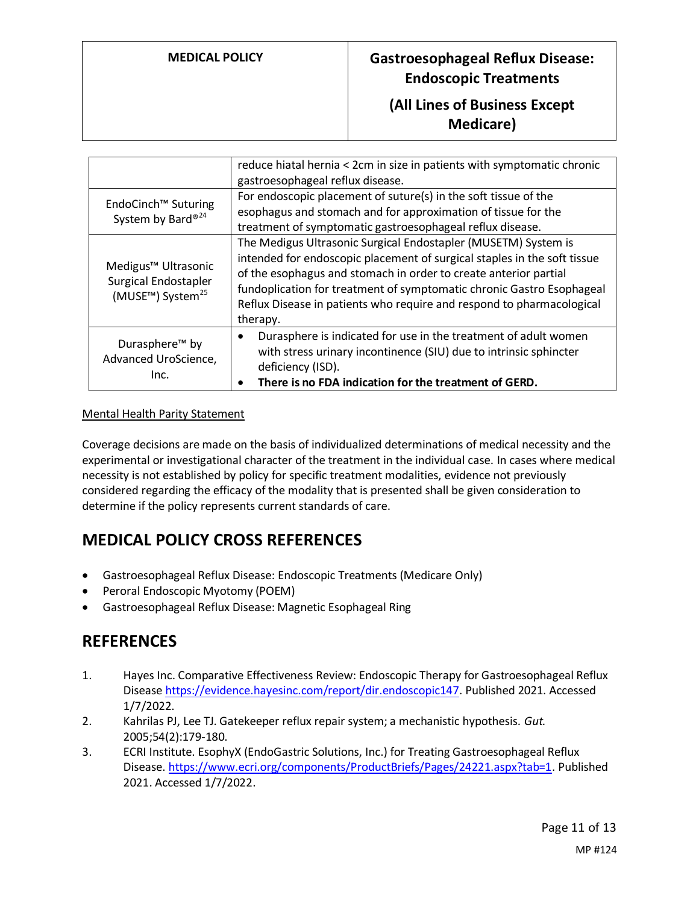| | |
|---|---|
| | reduce hiatal hernia < 2cm in size in patients with symptomatic chronic gastroesophageal reflux disease. |
| EndoCinch™ Suturing System by Bard®[24] | For endoscopic placement of suture(s) in the soft tissue of the esophagus and stomach and for approximation of tissue for the treatment of symptomatic gastroesophageal reflux disease. |
| Medigus™ Ultrasonic Surgical Endostapler (MUSE™) System[25] | The Medigus Ultrasonic Surgical Endostapler (MUSETM) System is intended for endoscopic placement of surgical staples in the soft tissue of the esophagus and stomach in order to create anterior partial fundoplication for treatment of symptomatic chronic Gastro Esophageal Reflux Disease in patients who require and respond to pharmacological therapy. |
| Durasphere™ by Advanced UroScience, Inc. | • Durasphere is indicated for use in the treatment of adult women with stress urinary incontinence (SIU) due to intrinsic sphincter deficiency (ISD).<br>• **There is no FDA indication for the treatment of GERD.** |

Mental Health Parity Statement

Coverage decisions are made on the basis of individualized determinations of medical necessity and the experimental or investigational character of the treatment in the individual case. In cases where medical necessity is not established by policy for specific treatment modalities, evidence not previously considered regarding the efficacy of the modality that is presented shall be given consideration to determine if the policy represents current standards of care.

## MEDICAL POLICY CROSS REFERENCES

- Gastroesophageal Reflux Disease: Endoscopic Treatments (Medicare Only)
- Peroral Endoscopic Myotomy (POEM)
- Gastroesophageal Reflux Disease: Magnetic Esophageal Ring

## REFERENCES

1. Hayes Inc. Comparative Effectiveness Review: Endoscopic Therapy for Gastroesophageal Reflux Disease https://evidence.hayesinc.com/report/dir.endoscopic147. Published 2021. Accessed 1/7/2022.
2. Kahrilas PJ, Lee TJ. Gatekeeper reflux repair system; a mechanistic hypothesis. *Gut.* 2005;54(2):179-180.
3. ECRI Institute. EsophyX (EndoGastric Solutions, Inc.) for Treating Gastroesophageal Reflux Disease. https://www.ecri.org/components/ProductBriefs/Pages/24221.aspx?tab=1. Published 2021. Accessed 1/7/2022.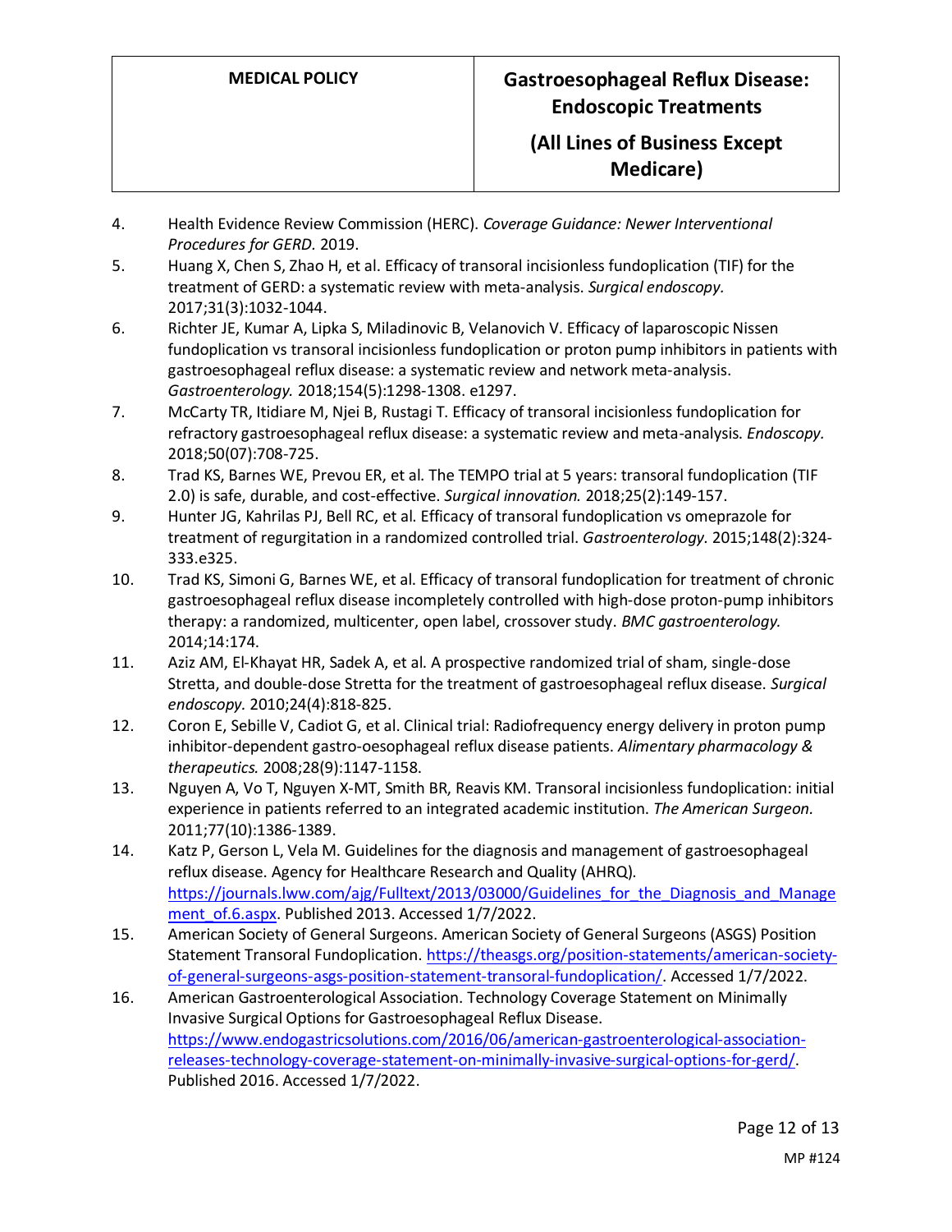4. Health Evidence Review Commission (HERC). *Coverage Guidance: Newer Interventional Procedures for GERD.* 2019.
5. Huang X, Chen S, Zhao H, et al. Efficacy of transoral incisionless fundoplication (TIF) for the treatment of GERD: a systematic review with meta-analysis. *Surgical endoscopy.* 2017;31(3):1032-1044.
6. Richter JE, Kumar A, Lipka S, Miladinovic B, Velanovich V. Efficacy of laparoscopic Nissen fundoplication vs transoral incisionless fundoplication or proton pump inhibitors in patients with gastroesophageal reflux disease: a systematic review and network meta-analysis. *Gastroenterology.* 2018;154(5):1298-1308. e1297.
7. McCarty TR, Itidiare M, Njei B, Rustagi T. Efficacy of transoral incisionless fundoplication for refractory gastroesophageal reflux disease: a systematic review and meta-analysis. *Endoscopy.* 2018;50(07):708-725.
8. Trad KS, Barnes WE, Prevou ER, et al. The TEMPO trial at 5 years: transoral fundoplication (TIF 2.0) is safe, durable, and cost-effective. *Surgical innovation.* 2018;25(2):149-157.
9. Hunter JG, Kahrilas PJ, Bell RC, et al. Efficacy of transoral fundoplication vs omeprazole for treatment of regurgitation in a randomized controlled trial. *Gastroenterology.* 2015;148(2):324-333.e325.
10. Trad KS, Simoni G, Barnes WE, et al. Efficacy of transoral fundoplication for treatment of chronic gastroesophageal reflux disease incompletely controlled with high-dose proton-pump inhibitors therapy: a randomized, multicenter, open label, crossover study. *BMC gastroenterology.* 2014;14:174.
11. Aziz AM, El-Khayat HR, Sadek A, et al. A prospective randomized trial of sham, single-dose Stretta, and double-dose Stretta for the treatment of gastroesophageal reflux disease. *Surgical endoscopy.* 2010;24(4):818-825.
12. Coron E, Sebille V, Cadiot G, et al. Clinical trial: Radiofrequency energy delivery in proton pump inhibitor-dependent gastro-oesophageal reflux disease patients. *Alimentary pharmacology & therapeutics.* 2008;28(9):1147-1158.
13. Nguyen A, Vo T, Nguyen X-MT, Smith BR, Reavis KM. Transoral incisionless fundoplication: initial experience in patients referred to an integrated academic institution. *The American Surgeon.* 2011;77(10):1386-1389.
14. Katz P, Gerson L, Vela M. Guidelines for the diagnosis and management of gastroesophageal reflux disease. Agency for Healthcare Research and Quality (AHRQ). https://journals.lww.com/ajg/Fulltext/2013/03000/Guidelines_for_the_Diagnosis_and_Management_of.6.aspx. Published 2013. Accessed 1/7/2022.
15. American Society of General Surgeons. American Society of General Surgeons (ASGS) Position Statement Transoral Fundoplication. https://theasgs.org/position-statements/american-society-of-general-surgeons-asgs-position-statement-transoral-fundoplication/. Accessed 1/7/2022.
16. American Gastroenterological Association. Technology Coverage Statement on Minimally Invasive Surgical Options for Gastroesophageal Reflux Disease. https://www.endogastricsolutions.com/2016/06/american-gastroenterological-association-releases-technology-coverage-statement-on-minimally-invasive-surgical-options-for-gerd/. Published 2016. Accessed 1/7/2022.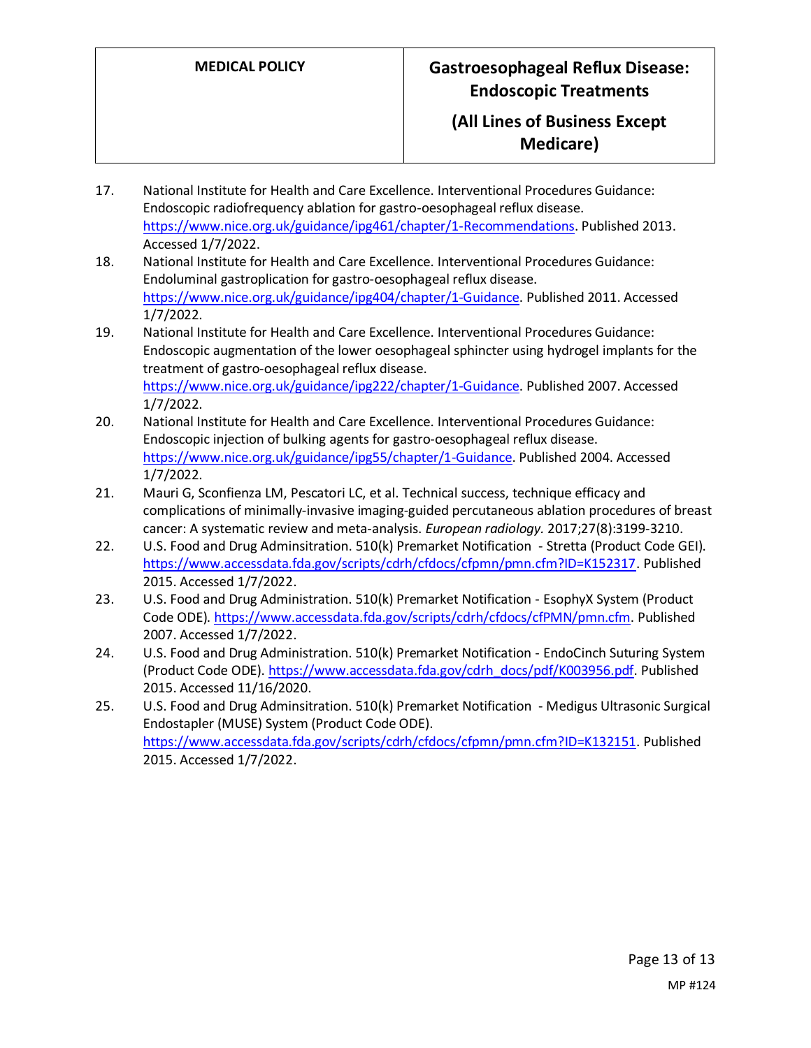17. National Institute for Health and Care Excellence. Interventional Procedures Guidance: Endoscopic radiofrequency ablation for gastro-oesophageal reflux disease. https://www.nice.org.uk/guidance/ipg461/chapter/1-Recommendations. Published 2013. Accessed 1/7/2022.
18. National Institute for Health and Care Excellence. Interventional Procedures Guidance: Endoluminal gastroplication for gastro-oesophageal reflux disease. https://www.nice.org.uk/guidance/ipg404/chapter/1-Guidance. Published 2011. Accessed 1/7/2022.
19. National Institute for Health and Care Excellence. Interventional Procedures Guidance: Endoscopic augmentation of the lower oesophageal sphincter using hydrogel implants for the treatment of gastro-oesophageal reflux disease. https://www.nice.org.uk/guidance/ipg222/chapter/1-Guidance. Published 2007. Accessed 1/7/2022.
20. National Institute for Health and Care Excellence. Interventional Procedures Guidance: Endoscopic injection of bulking agents for gastro-oesophageal reflux disease. https://www.nice.org.uk/guidance/ipg55/chapter/1-Guidance. Published 2004. Accessed 1/7/2022.
21. Mauri G, Sconfienza LM, Pescatori LC, et al. Technical success, technique efficacy and complications of minimally-invasive imaging-guided percutaneous ablation procedures of breast cancer: A systematic review and meta-analysis. *European radiology.* 2017;27(8):3199-3210.
22. U.S. Food and Drug Adminsitration. 510(k) Premarket Notification - Stretta (Product Code GEI). https://www.accessdata.fda.gov/scripts/cdrh/cfdocs/cfpmn/pmn.cfm?ID=K152317. Published 2015. Accessed 1/7/2022.
23. U.S. Food and Drug Administration. 510(k) Premarket Notification - EsophyX System (Product Code ODE). https://www.accessdata.fda.gov/scripts/cdrh/cfdocs/cfPMN/pmn.cfm. Published 2007. Accessed 1/7/2022.
24. U.S. Food and Drug Administration. 510(k) Premarket Notification - EndoCinch Suturing System (Product Code ODE). https://www.accessdata.fda.gov/cdrh_docs/pdf/K003956.pdf. Published 2015. Accessed 11/16/2020.
25. U.S. Food and Drug Adminsitration. 510(k) Premarket Notification - Medigus Ultrasonic Surgical Endostapler (MUSE) System (Product Code ODE). https://www.accessdata.fda.gov/scripts/cdrh/cfdocs/cfpmn/pmn.cfm?ID=K132151. Published 2015. Accessed 1/7/2022.